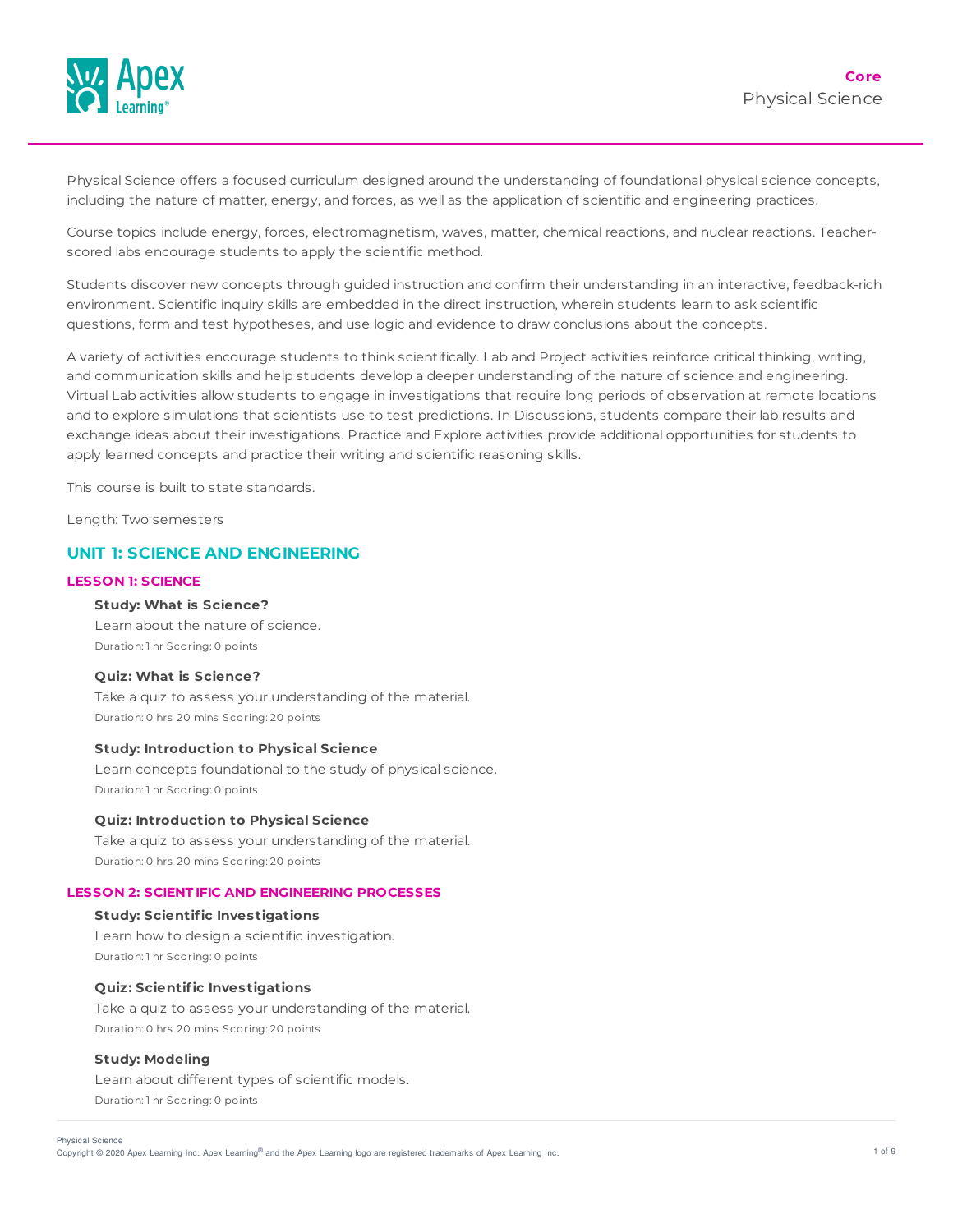**Core**
Physical Science

Physical Science offers a focused curriculum designed around the understanding of foundational physical science concepts, including the nature of matter, energy, and forces, as well as the application of scientific and engineering practices.

Course topics include energy, forces, electromagnetism, waves, matter, chemical reactions, and nuclear reactions. Teacher-scored labs encourage students to apply the scientific method.

Students discover new concepts through guided instruction and confirm their understanding in an interactive, feedback-rich environment. Scientific inquiry skills are embedded in the direct instruction, wherein students learn to ask scientific questions, form and test hypotheses, and use logic and evidence to draw conclusions about the concepts.

A variety of activities encourage students to think scientifically. Lab and Project activities reinforce critical thinking, writing, and communication skills and help students develop a deeper understanding of the nature of science and engineering. Virtual Lab activities allow students to engage in investigations that require long periods of observation at remote locations and to explore simulations that scientists use to test predictions. In Discussions, students compare their lab results and exchange ideas about their investigations. Practice and Explore activities provide additional opportunities for students to apply learned concepts and practice their writing and scientific reasoning skills.

This course is built to state standards.

Length: Two semesters

## UNIT 1: SCIENCE AND ENGINEERING

### LESSON 1: SCIENCE

**Study: What is Science?**
Learn about the nature of science.
Duration: 1 hr Scoring: 0 points

**Quiz: What is Science?**
Take a quiz to assess your understanding of the material.
Duration: 0 hrs 20 mins Scoring: 20 points

**Study: Introduction to Physical Science**
Learn concepts foundational to the study of physical science.
Duration: 1 hr Scoring: 0 points

**Quiz: Introduction to Physical Science**
Take a quiz to assess your understanding of the material.
Duration: 0 hrs 20 mins Scoring: 20 points

### LESSON 2: SCIENTIFIC AND ENGINEERING PROCESSES

**Study: Scientific Investigations**
Learn how to design a scientific investigation.
Duration: 1 hr Scoring: 0 points

**Quiz: Scientific Investigations**
Take a quiz to assess your understanding of the material.
Duration: 0 hrs 20 mins Scoring: 20 points

**Study: Modeling**
Learn about different types of scientific models.
Duration: 1 hr Scoring: 0 points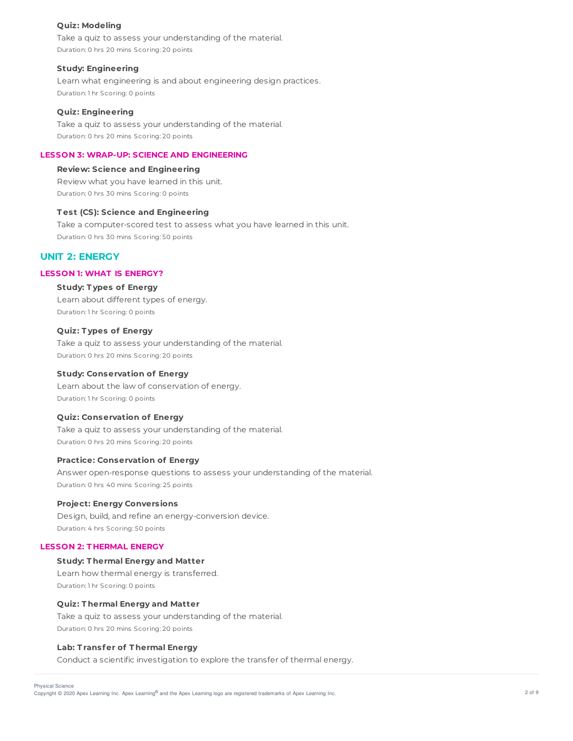**Quiz: Modeling**

Take a quiz to assess your understanding of the material.

Duration: 0 hrs 20 mins Scoring: 20 points

**Study: Engineering**

Learn what engineering is and about engineering design practices.

Duration: 1 hr Scoring: 0 points

**Quiz: Engineering**

Take a quiz to assess your understanding of the material.

Duration: 0 hrs 20 mins Scoring: 20 points

### LESSON 3: WRAP-UP: SCIENCE AND ENGINEERING

**Review: Science and Engineering**

Review what you have learned in this unit.

Duration: 0 hrs 30 mins Scoring: 0 points

**Test (CS): Science and Engineering**

Take a computer-scored test to assess what you have learned in this unit.

Duration: 0 hrs 30 mins Scoring: 50 points

## UNIT 2: ENERGY

### LESSON 1: WHAT IS ENERGY?

**Study: Types of Energy**

Learn about different types of energy.

Duration: 1 hr Scoring: 0 points

**Quiz: Types of Energy**

Take a quiz to assess your understanding of the material.

Duration: 0 hrs 20 mins Scoring: 20 points

**Study: Conservation of Energy**

Learn about the law of conservation of energy.

Duration: 1 hr Scoring: 0 points

**Quiz: Conservation of Energy**

Take a quiz to assess your understanding of the material.

Duration: 0 hrs 20 mins Scoring: 20 points

**Practice: Conservation of Energy**

Answer open-response questions to assess your understanding of the material.

Duration: 0 hrs 40 mins Scoring: 25 points

**Project: Energy Conversions**

Design, build, and refine an energy-conversion device.

Duration: 4 hrs Scoring: 50 points

### LESSON 2: THERMAL ENERGY

**Study: Thermal Energy and Matter**

Learn how thermal energy is transferred.

Duration: 1 hr Scoring: 0 points

**Quiz: Thermal Energy and Matter**

Take a quiz to assess your understanding of the material.

Duration: 0 hrs 20 mins Scoring: 20 points

**Lab: Transfer of Thermal Energy**

Conduct a scientific investigation to explore the transfer of thermal energy.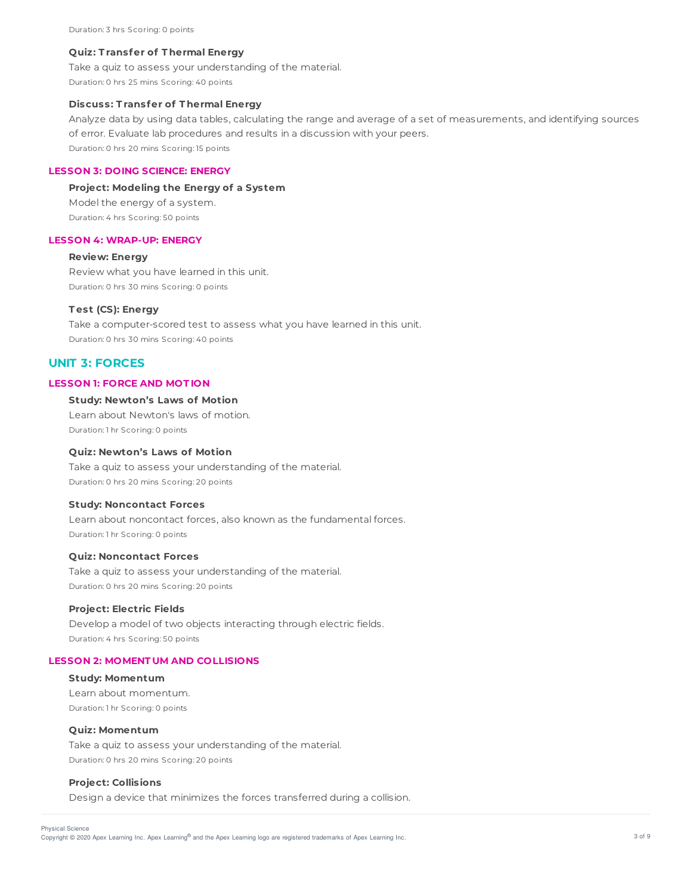Duration: 3 hrs Scoring: 0 points

**Quiz: Transfer of Thermal Energy**

Take a quiz to assess your understanding of the material.

Duration: 0 hrs 25 mins Scoring: 40 points

**Discuss: Transfer of Thermal Energy**

Analyze data by using data tables, calculating the range and average of a set of measurements, and identifying sources of error. Evaluate lab procedures and results in a discussion with your peers.

Duration: 0 hrs 20 mins Scoring: 15 points

### LESSON 3: DOING SCIENCE: ENERGY

**Project: Modeling the Energy of a System**

Model the energy of a system.

Duration: 4 hrs Scoring: 50 points

### LESSON 4: WRAP-UP: ENERGY

**Review: Energy**

Review what you have learned in this unit.

Duration: 0 hrs 30 mins Scoring: 0 points

**Test (CS): Energy**

Take a computer-scored test to assess what you have learned in this unit.

Duration: 0 hrs 30 mins Scoring: 40 points

## UNIT 3: FORCES

### LESSON 1: FORCE AND MOTION

**Study: Newton's Laws of Motion**

Learn about Newton's laws of motion.

Duration: 1 hr Scoring: 0 points

**Quiz: Newton's Laws of Motion**

Take a quiz to assess your understanding of the material.

Duration: 0 hrs 20 mins Scoring: 20 points

**Study: Noncontact Forces**

Learn about noncontact forces, also known as the fundamental forces.

Duration: 1 hr Scoring: 0 points

**Quiz: Noncontact Forces**

Take a quiz to assess your understanding of the material.

Duration: 0 hrs 20 mins Scoring: 20 points

**Project: Electric Fields**

Develop a model of two objects interacting through electric fields.

Duration: 4 hrs Scoring: 50 points

### LESSON 2: MOMENTUM AND COLLISIONS

**Study: Momentum**

Learn about momentum.

Duration: 1 hr Scoring: 0 points

**Quiz: Momentum**

Take a quiz to assess your understanding of the material.

Duration: 0 hrs 20 mins Scoring: 20 points

**Project: Collisions**

Design a device that minimizes the forces transferred during a collision.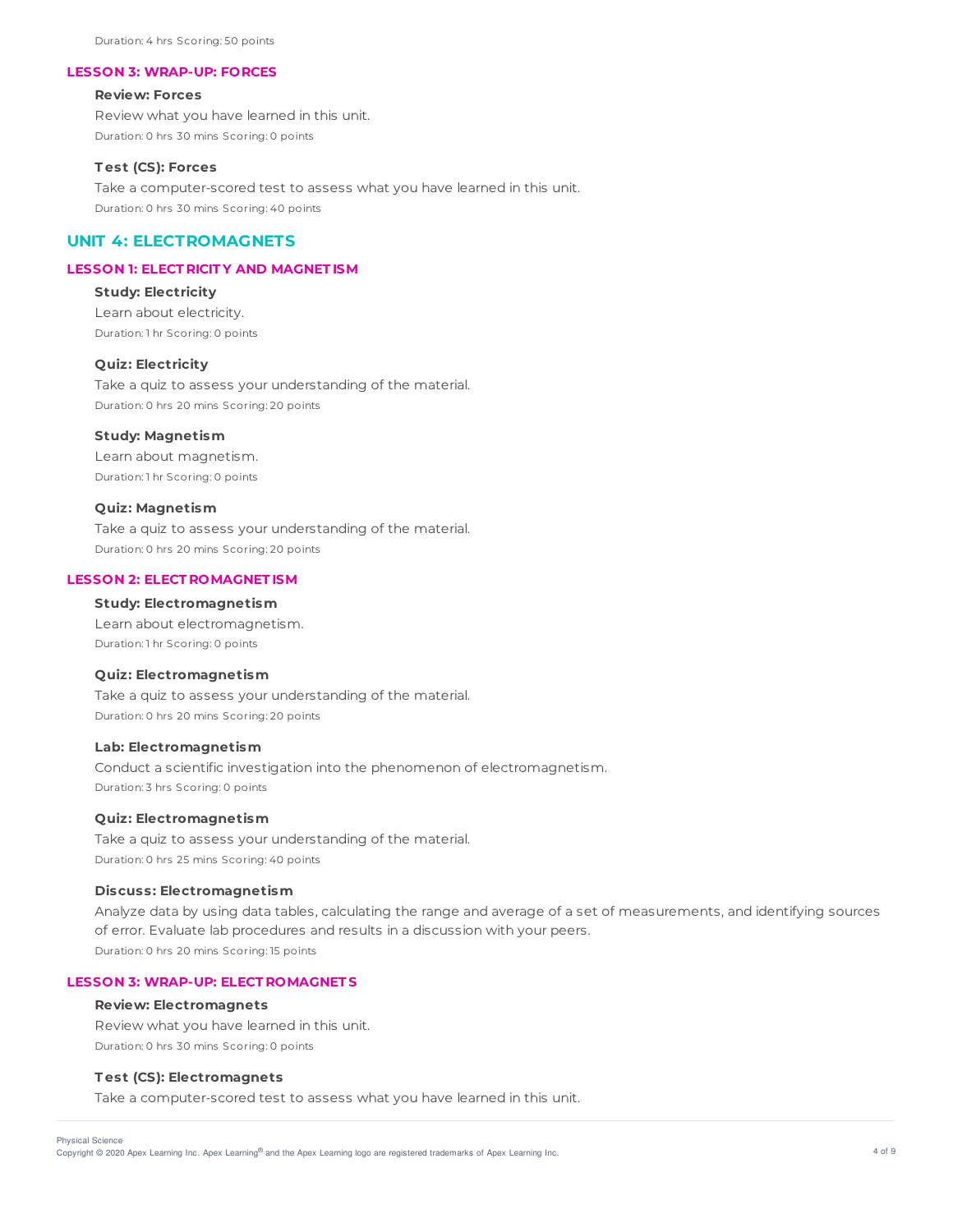Duration: 4 hrs Scoring: 50 points

### LESSON 3: WRAP-UP: FORCES

**Review: Forces**

Review what you have learned in this unit.

Duration: 0 hrs 30 mins Scoring: 0 points

**Test (CS): Forces**

Take a computer-scored test to assess what you have learned in this unit.

Duration: 0 hrs 30 mins Scoring: 40 points

## UNIT 4: ELECTROMAGNETS

### LESSON 1: ELECTRICITY AND MAGNETISM

**Study: Electricity**

Learn about electricity.

Duration: 1 hr Scoring: 0 points

**Quiz: Electricity**

Take a quiz to assess your understanding of the material.

Duration: 0 hrs 20 mins Scoring: 20 points

**Study: Magnetism**

Learn about magnetism.

Duration: 1 hr Scoring: 0 points

**Quiz: Magnetism**

Take a quiz to assess your understanding of the material.

Duration: 0 hrs 20 mins Scoring: 20 points

### LESSON 2: ELECTROMAGNETISM

**Study: Electromagnetism**

Learn about electromagnetism.

Duration: 1 hr Scoring: 0 points

**Quiz: Electromagnetism**

Take a quiz to assess your understanding of the material.

Duration: 0 hrs 20 mins Scoring: 20 points

**Lab: Electromagnetism**

Conduct a scientific investigation into the phenomenon of electromagnetism.

Duration: 3 hrs Scoring: 0 points

**Quiz: Electromagnetism**

Take a quiz to assess your understanding of the material.

Duration: 0 hrs 25 mins Scoring: 40 points

**Discuss: Electromagnetism**

Analyze data by using data tables, calculating the range and average of a set of measurements, and identifying sources of error. Evaluate lab procedures and results in a discussion with your peers.

Duration: 0 hrs 20 mins Scoring: 15 points

### LESSON 3: WRAP-UP: ELECTROMAGNETS

**Review: Electromagnets**

Review what you have learned in this unit.

Duration: 0 hrs 30 mins Scoring: 0 points

**Test (CS): Electromagnets**

Take a computer-scored test to assess what you have learned in this unit.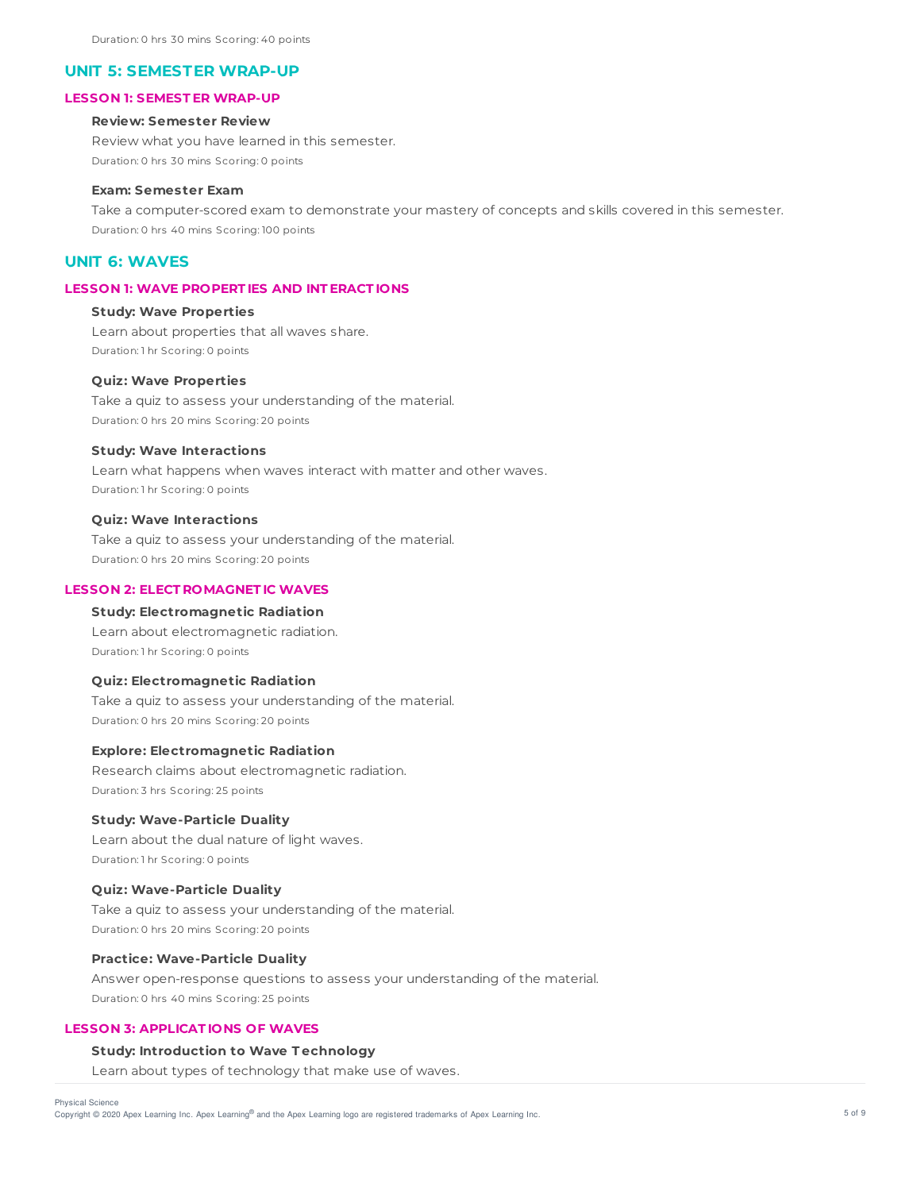Duration: 0 hrs 30 mins Scoring: 40 points

## UNIT 5: SEMESTER WRAP-UP

### LESSON 1: SEMESTER WRAP-UP

**Review: Semester Review**

Review what you have learned in this semester.

Duration: 0 hrs 30 mins Scoring: 0 points

**Exam: Semester Exam**

Take a computer-scored exam to demonstrate your mastery of concepts and skills covered in this semester.

Duration: 0 hrs 40 mins Scoring: 100 points

## UNIT 6: WAVES

### LESSON 1: WAVE PROPERTIES AND INTERACTIONS

**Study: Wave Properties**

Learn about properties that all waves share.

Duration: 1 hr Scoring: 0 points

**Quiz: Wave Properties**

Take a quiz to assess your understanding of the material.

Duration: 0 hrs 20 mins Scoring: 20 points

**Study: Wave Interactions**

Learn what happens when waves interact with matter and other waves.

Duration: 1 hr Scoring: 0 points

**Quiz: Wave Interactions**

Take a quiz to assess your understanding of the material.

Duration: 0 hrs 20 mins Scoring: 20 points

### LESSON 2: ELECTROMAGNETIC WAVES

**Study: Electromagnetic Radiation**

Learn about electromagnetic radiation.

Duration: 1 hr Scoring: 0 points

**Quiz: Electromagnetic Radiation**

Take a quiz to assess your understanding of the material.

Duration: 0 hrs 20 mins Scoring: 20 points

**Explore: Electromagnetic Radiation**

Research claims about electromagnetic radiation.

Duration: 3 hrs Scoring: 25 points

**Study: Wave-Particle Duality**

Learn about the dual nature of light waves.

Duration: 1 hr Scoring: 0 points

**Quiz: Wave-Particle Duality**

Take a quiz to assess your understanding of the material.

Duration: 0 hrs 20 mins Scoring: 20 points

**Practice: Wave-Particle Duality**

Answer open-response questions to assess your understanding of the material.

Duration: 0 hrs 40 mins Scoring: 25 points

### LESSON 3: APPLICATIONS OF WAVES

**Study: Introduction to Wave Technology**

Learn about types of technology that make use of waves.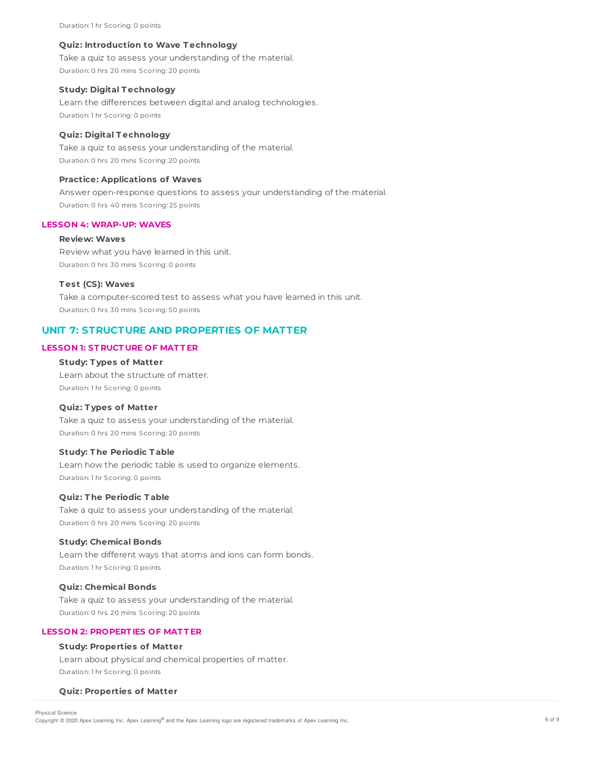Duration: 1 hr Scoring: 0 points

**Quiz: Introduction to Wave Technology**

Take a quiz to assess your understanding of the material.

Duration: 0 hrs 20 mins Scoring: 20 points

**Study: Digital Technology**

Learn the differences between digital and analog technologies.

Duration: 1 hr Scoring: 0 points

**Quiz: Digital Technology**

Take a quiz to assess your understanding of the material.

Duration: 0 hrs 20 mins Scoring: 20 points

**Practice: Applications of Waves**

Answer open-response questions to assess your understanding of the material.

Duration: 0 hrs 40 mins Scoring: 25 points

### LESSON 4: WRAP-UP: WAVES

**Review: Waves**

Review what you have learned in this unit.

Duration: 0 hrs 30 mins Scoring: 0 points

**Test (CS): Waves**

Take a computer-scored test to assess what you have learned in this unit.

Duration: 0 hrs 30 mins Scoring: 50 points

## UNIT 7: STRUCTURE AND PROPERTIES OF MATTER

### LESSON 1: STRUCTURE OF MATTER

**Study: Types of Matter**

Learn about the structure of matter.

Duration: 1 hr Scoring: 0 points

**Quiz: Types of Matter**

Take a quiz to assess your understanding of the material.

Duration: 0 hrs 20 mins Scoring: 20 points

**Study: The Periodic Table**

Learn how the periodic table is used to organize elements.

Duration: 1 hr Scoring: 0 points

**Quiz: The Periodic Table**

Take a quiz to assess your understanding of the material.

Duration: 0 hrs 20 mins Scoring: 20 points

**Study: Chemical Bonds**

Learn the different ways that atoms and ions can form bonds.

Duration: 1 hr Scoring: 0 points

**Quiz: Chemical Bonds**

Take a quiz to assess your understanding of the material.

Duration: 0 hrs 20 mins Scoring: 20 points

### LESSON 2: PROPERTIES OF MATTER

**Study: Properties of Matter**

Learn about physical and chemical properties of matter.

Duration: 1 hr Scoring: 0 points

**Quiz: Properties of Matter**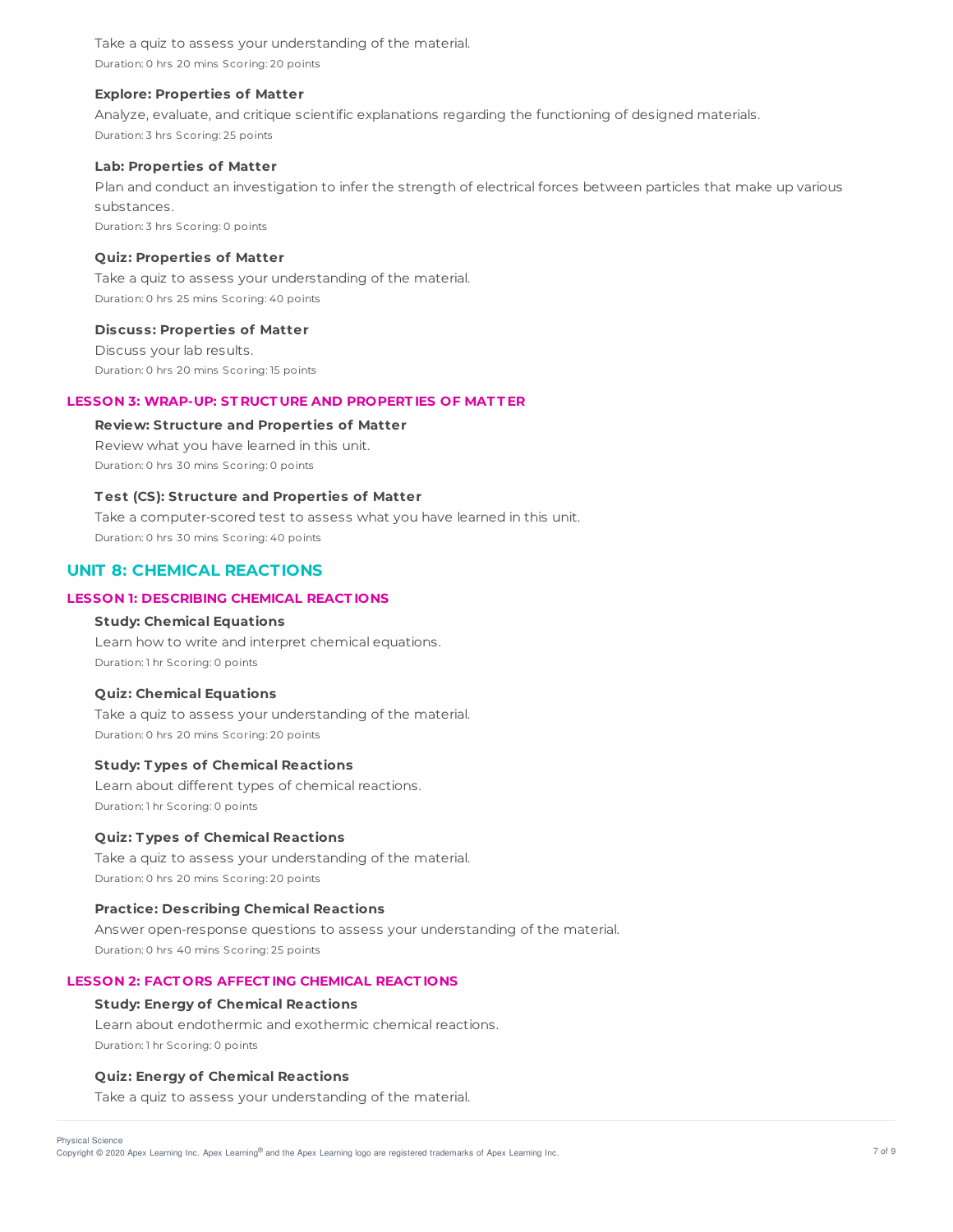Take a quiz to assess your understanding of the material.
Duration: 0 hrs 20 mins Scoring: 20 points

**Explore: Properties of Matter**

Analyze, evaluate, and critique scientific explanations regarding the functioning of designed materials.
Duration: 3 hrs Scoring: 25 points

**Lab: Properties of Matter**

Plan and conduct an investigation to infer the strength of electrical forces between particles that make up various substances.
Duration: 3 hrs Scoring: 0 points

**Quiz: Properties of Matter**

Take a quiz to assess your understanding of the material.
Duration: 0 hrs 25 mins Scoring: 40 points

**Discuss: Properties of Matter**

Discuss your lab results.
Duration: 0 hrs 20 mins Scoring: 15 points

### LESSON 3: WRAP-UP: STRUCTURE AND PROPERTIES OF MATTER

**Review: Structure and Properties of Matter**

Review what you have learned in this unit.
Duration: 0 hrs 30 mins Scoring: 0 points

**Test (CS): Structure and Properties of Matter**

Take a computer-scored test to assess what you have learned in this unit.
Duration: 0 hrs 30 mins Scoring: 40 points

## UNIT 8: CHEMICAL REACTIONS

### LESSON 1: DESCRIBING CHEMICAL REACTIONS

**Study: Chemical Equations**

Learn how to write and interpret chemical equations.
Duration: 1 hr Scoring: 0 points

**Quiz: Chemical Equations**

Take a quiz to assess your understanding of the material.
Duration: 0 hrs 20 mins Scoring: 20 points

**Study: Types of Chemical Reactions**

Learn about different types of chemical reactions.
Duration: 1 hr Scoring: 0 points

**Quiz: Types of Chemical Reactions**

Take a quiz to assess your understanding of the material.
Duration: 0 hrs 20 mins Scoring: 20 points

**Practice: Describing Chemical Reactions**

Answer open-response questions to assess your understanding of the material.
Duration: 0 hrs 40 mins Scoring: 25 points

### LESSON 2: FACTORS AFFECTING CHEMICAL REACTIONS

**Study: Energy of Chemical Reactions**

Learn about endothermic and exothermic chemical reactions.
Duration: 1 hr Scoring: 0 points

**Quiz: Energy of Chemical Reactions**

Take a quiz to assess your understanding of the material.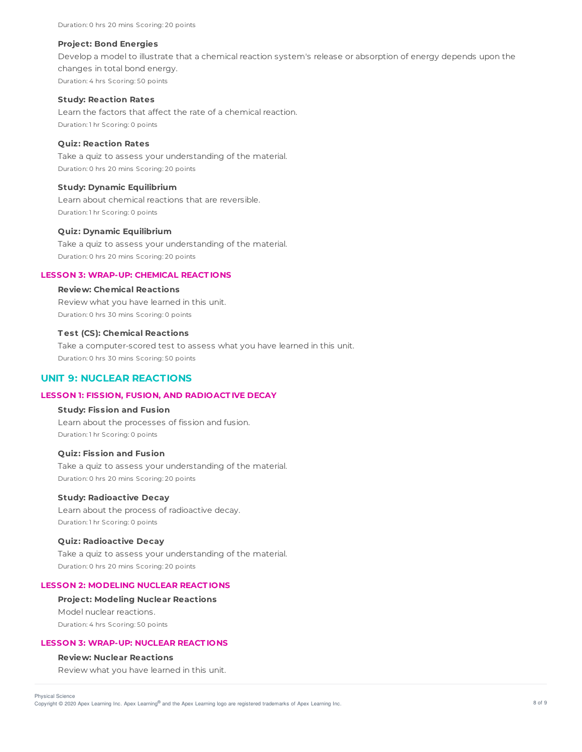Duration: 0 hrs 20 mins Scoring: 20 points

**Project: Bond Energies**

Develop a model to illustrate that a chemical reaction system's release or absorption of energy depends upon the changes in total bond energy.

Duration: 4 hrs Scoring: 50 points

**Study: Reaction Rates**

Learn the factors that affect the rate of a chemical reaction.

Duration: 1 hr Scoring: 0 points

**Quiz: Reaction Rates**

Take a quiz to assess your understanding of the material.

Duration: 0 hrs 20 mins Scoring: 20 points

**Study: Dynamic Equilibrium**

Learn about chemical reactions that are reversible.

Duration: 1 hr Scoring: 0 points

**Quiz: Dynamic Equilibrium**

Take a quiz to assess your understanding of the material.

Duration: 0 hrs 20 mins Scoring: 20 points

### LESSON 3: WRAP-UP: CHEMICAL REACTIONS

**Review: Chemical Reactions**

Review what you have learned in this unit.

Duration: 0 hrs 30 mins Scoring: 0 points

**Test (CS): Chemical Reactions**

Take a computer-scored test to assess what you have learned in this unit.

Duration: 0 hrs 30 mins Scoring: 50 points

## UNIT 9: NUCLEAR REACTIONS

### LESSON 1: FISSION, FUSION, AND RADIOACTIVE DECAY

**Study: Fission and Fusion**

Learn about the processes of fission and fusion.

Duration: 1 hr Scoring: 0 points

**Quiz: Fission and Fusion**

Take a quiz to assess your understanding of the material.

Duration: 0 hrs 20 mins Scoring: 20 points

**Study: Radioactive Decay**

Learn about the process of radioactive decay.

Duration: 1 hr Scoring: 0 points

**Quiz: Radioactive Decay**

Take a quiz to assess your understanding of the material.

Duration: 0 hrs 20 mins Scoring: 20 points

### LESSON 2: MODELING NUCLEAR REACTIONS

**Project: Modeling Nuclear Reactions**

Model nuclear reactions.

Duration: 4 hrs Scoring: 50 points

### LESSON 3: WRAP-UP: NUCLEAR REACTIONS

**Review: Nuclear Reactions**

Review what you have learned in this unit.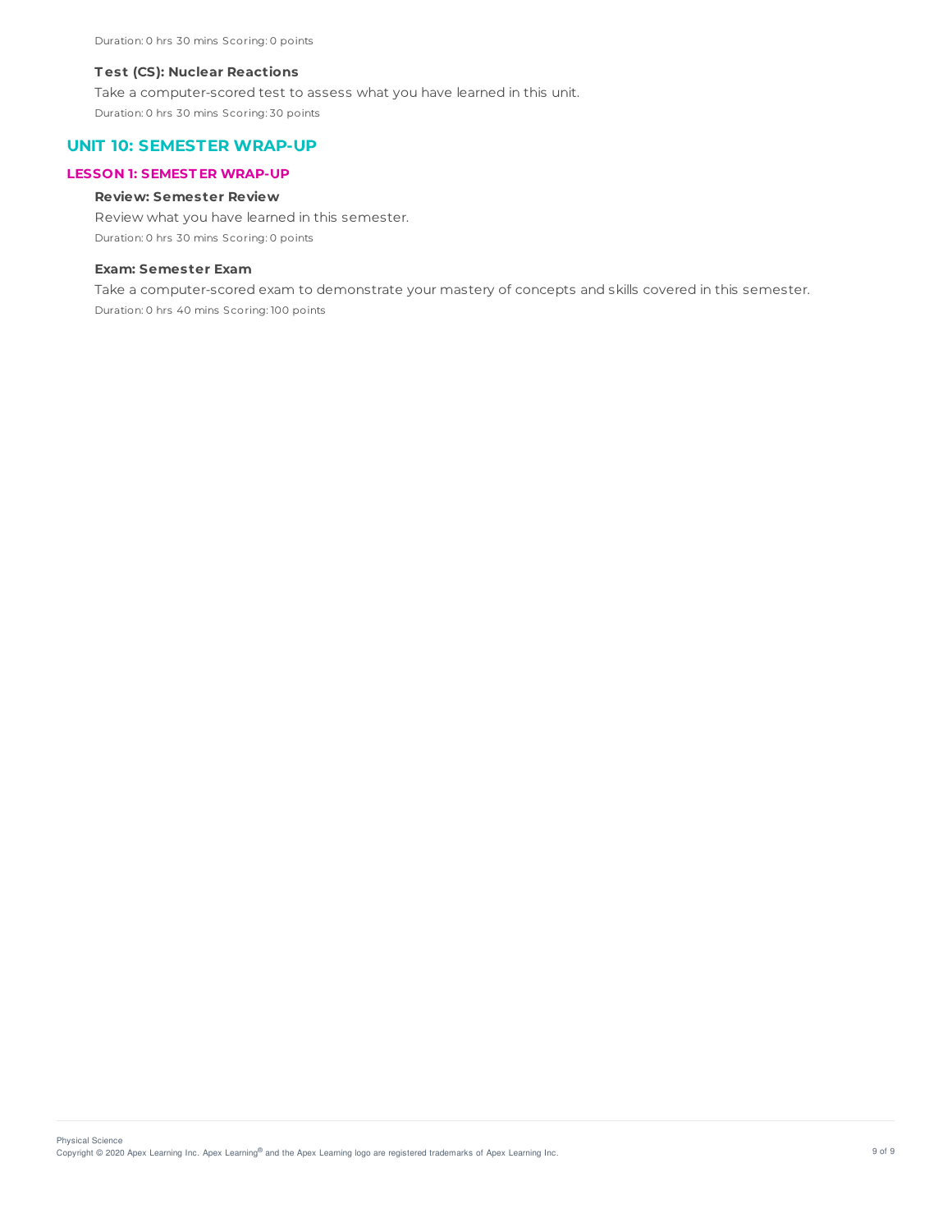Duration: 0 hrs 30 mins Scoring: 0 points

#### Test (CS): Nuclear Reactions

Take a computer-scored test to assess what you have learned in this unit.

Duration: 0 hrs 30 mins Scoring: 30 points

## UNIT 10: SEMESTER WRAP-UP

### LESSON 1: SEMESTER WRAP-UP

#### Review: Semester Review

Review what you have learned in this semester.

Duration: 0 hrs 30 mins Scoring: 0 points

#### Exam: Semester Exam

Take a computer-scored exam to demonstrate your mastery of concepts and skills covered in this semester.

Duration: 0 hrs 40 mins Scoring: 100 points